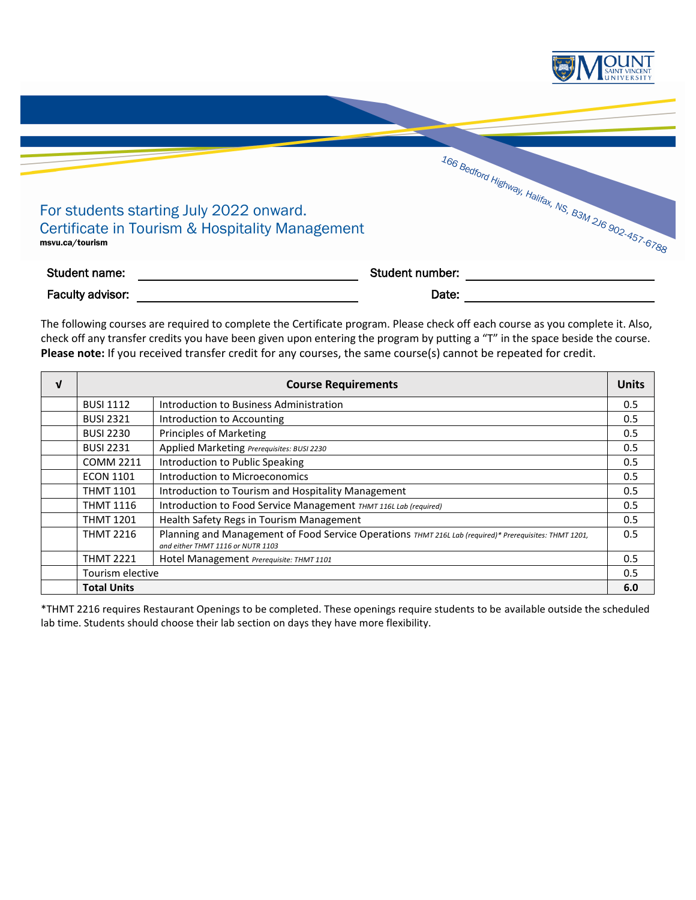Mount Saint Vincent University

166 Bedford Highway, Halifax, NS, B3M 2J6 902-457-6788

## For students starting July 2022 onward.
## Certificate in Tourism & Hospitality Management

**msvu.ca/tourism**

**Student name:** ______________________ **Student number:** ______________________

**Faculty advisor:** ______________________ **Date:** ______________________

The following courses are required to complete the Certificate program. Please check off each course as you complete it. Also, check off any transfer credits you have been given upon entering the program by putting a "T" in the space beside the course. **Please note:** If you received transfer credit for any courses, the same course(s) cannot be repeated for credit.

| √ | Course Requirements | | Units |
|---|---|---|---|
| | BUSI 1112 | Introduction to Business Administration | 0.5 |
| | BUSI 2321 | Introduction to Accounting | 0.5 |
| | BUSI 2230 | Principles of Marketing | 0.5 |
| | BUSI 2231 | Applied Marketing *Prerequisites: BUSI 2230* | 0.5 |
| | COMM 2211 | Introduction to Public Speaking | 0.5 |
| | ECON 1101 | Introduction to Microeconomics | 0.5 |
| | THMT 1101 | Introduction to Tourism and Hospitality Management | 0.5 |
| | THMT 1116 | Introduction to Food Service Management *THMT 116L Lab (required)* | 0.5 |
| | THMT 1201 | Health Safety Regs in Tourism Management | 0.5 |
| | THMT 2216 | Planning and Management of Food Service Operations *THMT 216L Lab (required)* Prerequisites: THMT 1201, and either THMT 1116 or NUTR 1103* | 0.5 |
| | THMT 2221 | Hotel Management *Prerequisite: THMT 1101* | 0.5 |
| | Tourism elective | | 0.5 |
| | **Total Units** | | **6.0** |

*THMT 2216 requires Restaurant Openings to be completed. These openings require students to be available outside the scheduled lab time. Students should choose their lab section on days they have more flexibility.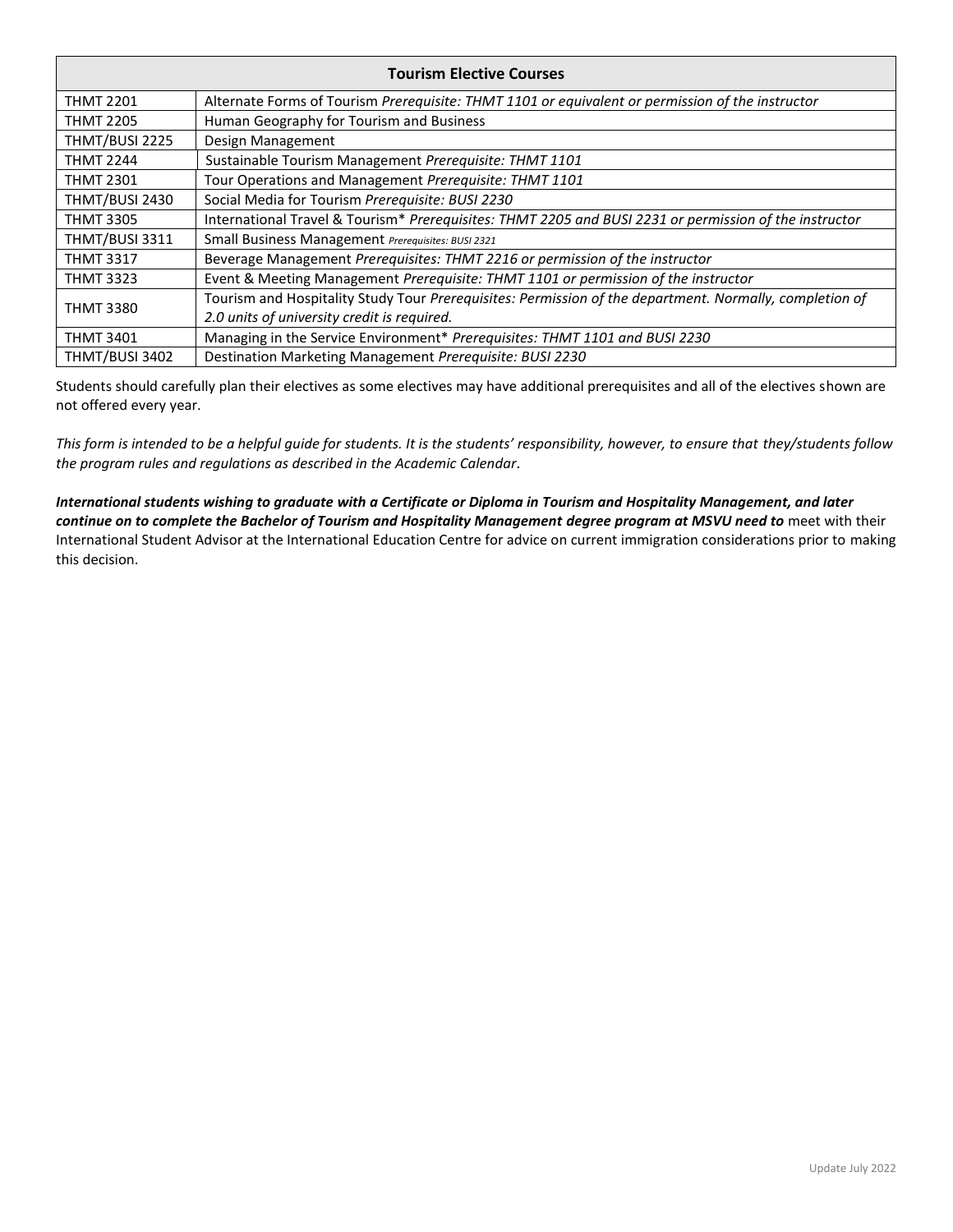| Tourism Elective Courses | |
|---|---|
| THMT 2201 | Alternate Forms of Tourism *Prerequisite: THMT 1101 or equivalent or permission of the instructor* |
| THMT 2205 | Human Geography for Tourism and Business |
| THMT/BUSI 2225 | Design Management |
| THMT 2244 | Sustainable Tourism Management *Prerequisite: THMT 1101* |
| THMT 2301 | Tour Operations and Management *Prerequisite: THMT 1101* |
| THMT/BUSI 2430 | Social Media for Tourism *Prerequisite: BUSI 2230* |
| THMT 3305 | International Travel & Tourism* *Prerequisites: THMT 2205 and BUSI 2231 or permission of the instructor* |
| THMT/BUSI 3311 | Small Business Management *Prerequisites: BUSI 2321* |
| THMT 3317 | Beverage Management *Prerequisites: THMT 2216 or permission of the instructor* |
| THMT 3323 | Event & Meeting Management *Prerequisite: THMT 1101 or permission of the instructor* |
| THMT 3380 | Tourism and Hospitality Study Tour *Prerequisites: Permission of the department. Normally, completion of 2.0 units of university credit is required.* |
| THMT 3401 | Managing in the Service Environment* *Prerequisites: THMT 1101 and BUSI 2230* |
| THMT/BUSI 3402 | Destination Marketing Management *Prerequisite: BUSI 2230* |

Students should carefully plan their electives as some electives may have additional prerequisites and all of the electives shown are not offered every year.

*This form is intended to be a helpful guide for students. It is the students' responsibility, however, to ensure that they/students follow the program rules and regulations as described in the Academic Calendar.*

***International students wishing to graduate with a Certificate or Diploma in Tourism and Hospitality Management, and later continue on to complete the Bachelor of Tourism and Hospitality Management degree program at MSVU need to*** meet with their International Student Advisor at the International Education Centre for advice on current immigration considerations prior to making this decision.

Update July 2022